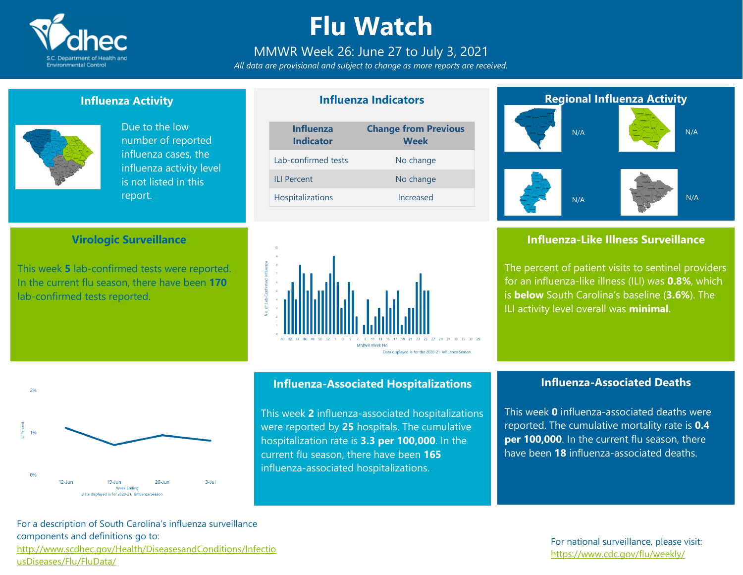# Flu Watch

MMWR Week 26: June 27 to July 3, 2021

*All data are provisional and subject to change as more reports are received.*

## Influenza Activity

Due to the low number of reported influenza cases, the influenza activity level is not listed in this report.

## Influenza Indicators

| Influenza Indicator | Change from Previous Week |
|---|---|
| Lab-confirmed tests | No change |
| ILI Percent | No change |
| Hospitalizations | Increased |

## Regional Influenza Activity

N/A

N/A

N/A

N/A

## Virologic Surveillance

This week **5** lab-confirmed tests were reported. In the current flu season, there have been **170** lab-confirmed tests reported.

Data displayed is for the 2020-21 Influenza Season.

## Influenza-Like Illness Surveillance

The percent of patient visits to sentinel providers for an influenza-like illness (ILI) was **0.8%**, which is **below** South Carolina's baseline (**3.6%**). The ILI activity level overall was **minimal**.

Data displayed is for 2020-21, Influenza Season.

## Influenza-Associated Hospitalizations

This week **2** influenza-associated hospitalizations were reported by **25** hospitals. The cumulative hospitalization rate is **3.3 per 100,000**. In the current flu season, there have been **165** influenza-associated hospitalizations.

## Influenza-Associated Deaths

This week **0** influenza-associated deaths were reported. The cumulative mortality rate is **0.4 per 100,000**. In the current flu season, there have been **18** influenza-associated deaths.

For a description of South Carolina's influenza surveillance components and definitions go to: http://www.scdhec.gov/Health/DiseasesandConditions/InfectiousDiseases/Flu/FluData/

For national surveillance, please visit: https://www.cdc.gov/flu/weekly/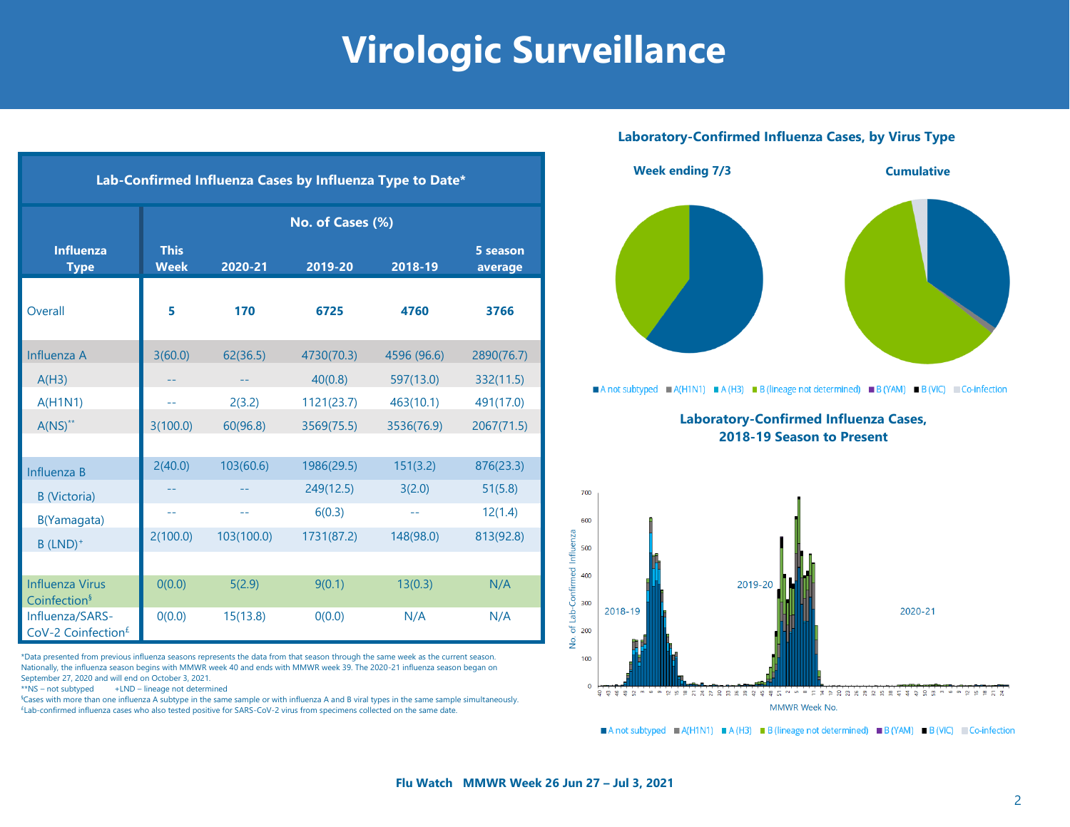# Virologic Surveillance

| Influenza Type | No. of Cases (%) | | | | |
|---|---|---|---|---|---|
| | This Week | 2020-21 | 2019-20 | 2018-19 | 5 season average |
| **Lab-Confirmed Influenza Cases by Influenza Type to Date*** | | | | | |
| Overall | **5** | **170** | **6725** | **4760** | **3766** |
| Influenza A | 3(60.0) | 62(36.5) | 4730(70.3) | 4596 (96.6) | 2890(76.7) |
| A(H3) | -- | -- | 40(0.8) | 597(13.0) | 332(11.5) |
| A(H1N1) | -- | 2(3.2) | 1121(23.7) | 463(10.1) | 491(17.0) |
| A(NS)** | 3(100.0) | 60(96.8) | 3569(75.5) | 3536(76.9) | 2067(71.5) |
| Influenza B | 2(40.0) | 103(60.6) | 1986(29.5) | 151(3.2) | 876(23.3) |
| B (Victoria) | -- | -- | 249(12.5) | 3(2.0) | 51(5.8) |
| B(Yamagata) | -- | -- | 6(0.3) | -- | 12(1.4) |
| B (LND)+ | 2(100.0) | 103(100.0) | 1731(87.2) | 148(98.0) | 813(92.8) |
| Influenza Virus Coinfection§ | 0(0.0) | 5(2.9) | 9(0.1) | 13(0.3) | N/A |
| Influenza/SARS-CoV-2 Coinfection£ | 0(0.0) | 15(13.8) | 0(0.0) | N/A | N/A |

*Data presented from previous influenza seasons represents the data from that season through the same week as the current season. Nationally, the influenza season begins with MMWR week 40 and ends with MMWR week 39. The 2020-21 influenza season began on September 27, 2020 and will end on October 3, 2021.

**NS – not subtyped +LND – lineage not determined

§Cases with more than one influenza A subtype in the same sample or with influenza A and B viral types in the same sample simultaneously.

£Lab-confirmed influenza cases who also tested positive for SARS-CoV-2 virus from specimens collected on the same date.

## Laboratory-Confirmed Influenza Cases, by Virus Type

Week ending 7/3 — Cumulative

A not subtyped, A(H1N1), A (H3), B (lineage not determined), B (YAM), B (VIC), Co-infection

## Laboratory-Confirmed Influenza Cases, 2018-19 Season to Present

2018-19, 2019-20, 2020-21

No. of Lab-Confirmed Influenza; MMWR Week No.

A not subtyped, A(H1N1), A (H3), B (lineage not determined), B (YAM), B (VIC), Co-infection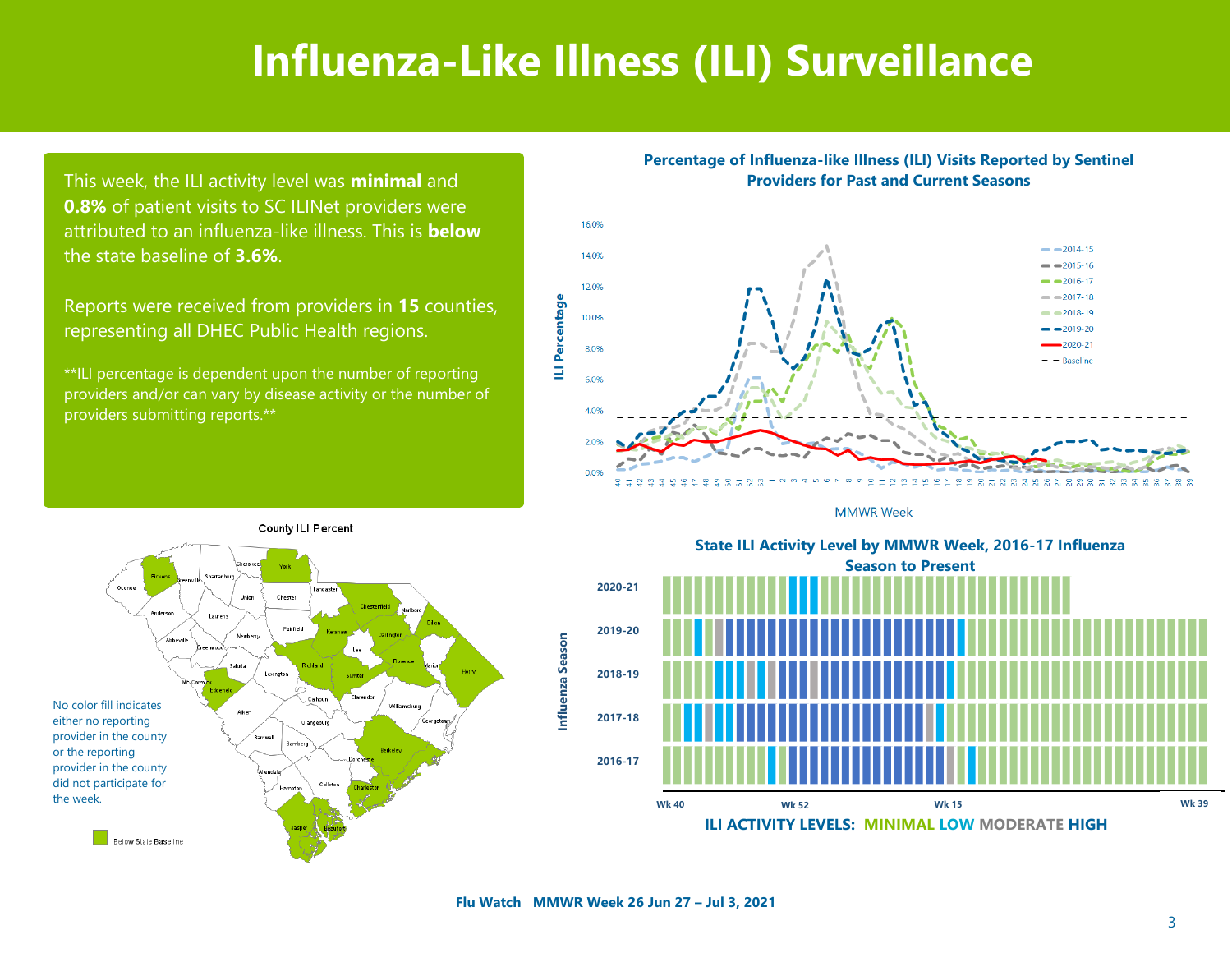# Influenza-Like Illness (ILI) Surveillance

This week, the ILI activity level was **minimal** and **0.8%** of patient visits to SC ILINet providers were attributed to an influenza-like illness. This is **below** the state baseline of **3.6%**.

Reports were received from providers in **15** counties, representing all DHEC Public Health regions.

**ILI percentage is dependent upon the number of reporting providers and/or can vary by disease activity or the number of providers submitting reports.**

**Percentage of Influenza-like Illness (ILI) Visits Reported by Sentinel Providers for Past and Current Seasons**

**County ILI Percent**

No color fill indicates either no reporting provider in the county or the reporting provider in the county did not participate for the week.

**State ILI Activity Level by MMWR Week, 2016-17 Influenza Season to Present**

**ILI ACTIVITY LEVELS: MINIMAL LOW MODERATE HIGH**

Flu Watch MMWR Week 26 Jun 27 – Jul 3, 2021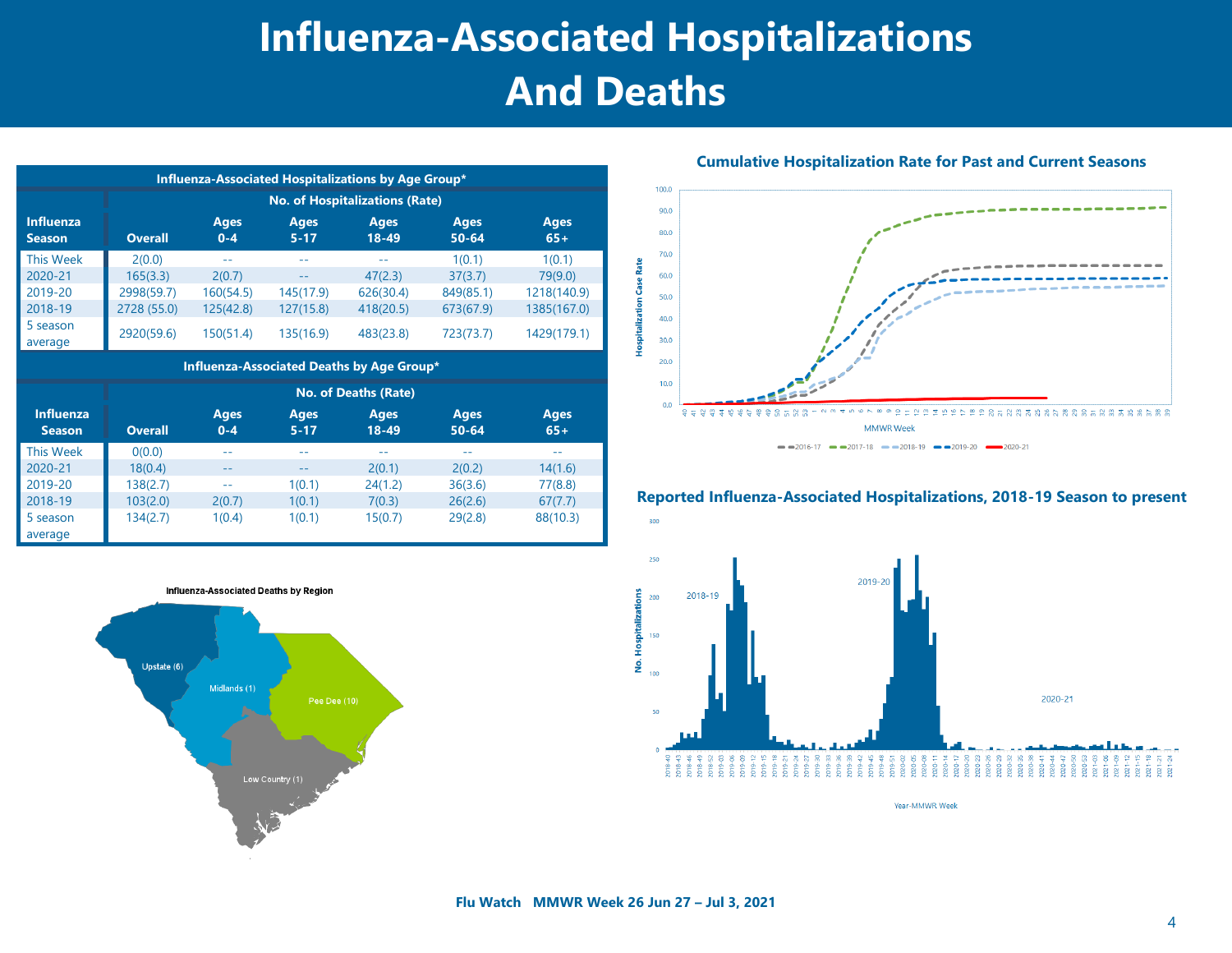# Influenza-Associated Hospitalizations And Deaths

| Influenza-Associated Hospitalizations by Age Group* | | | | | | |
|---|---|---|---|---|---|---|
| | No. of Hospitalizations (Rate) | | | | | |
| Influenza Season | Overall | Ages 0-4 | Ages 5-17 | Ages 18-49 | Ages 50-64 | Ages 65+ |
| This Week | 2(0.0) | -- | -- | -- | 1(0.1) | 1(0.1) |
| 2020-21 | 165(3.3) | 2(0.7) | -- | 47(2.3) | 37(3.7) | 79(9.0) |
| 2019-20 | 2998(59.7) | 160(54.5) | 145(17.9) | 626(30.4) | 849(85.1) | 1218(140.9) |
| 2018-19 | 2728 (55.0) | 125(42.8) | 127(15.8) | 418(20.5) | 673(67.9) | 1385(167.0) |
| 5 season average | 2920(59.6) | 150(51.4) | 135(16.9) | 483(23.8) | 723(73.7) | 1429(179.1) |

| Influenza-Associated Deaths by Age Group* | | | | | | |
|---|---|---|---|---|---|---|
| | No. of Deaths (Rate) | | | | | |
| Influenza Season | Overall | Ages 0-4 | Ages 5-17 | Ages 18-49 | Ages 50-64 | Ages 65+ |
| This Week | 0(0.0) | -- | -- | -- | -- | -- |
| 2020-21 | 18(0.4) | -- | -- | 2(0.1) | 2(0.2) | 14(1.6) |
| 2019-20 | 138(2.7) | -- | 1(0.1) | 24(1.2) | 36(3.6) | 77(8.8) |
| 2018-19 | 103(2.0) | 2(0.7) | 1(0.1) | 7(0.3) | 26(2.6) | 67(7.7) |
| 5 season average | 134(2.7) | 1(0.4) | 1(0.1) | 15(0.7) | 29(2.8) | 88(10.3) |

**Influenza-Associated Deaths by Region**

Upstate (6)
Midlands (1)
Pee Dee (10)
Low Country (1)

## Cumulative Hospitalization Rate for Past and Current Seasons

Hospitalization Case Rate
MMWR Week
2016-17, 2017-18, 2018-19, 2019-20, 2020-21

## Reported Influenza-Associated Hospitalizations, 2018-19 Season to present

No. Hospitalizations
Year-MMWR Week
2018-19
2019-20
2020-21

Flu Watch MMWR Week 26 Jun 27 – Jul 3, 2021